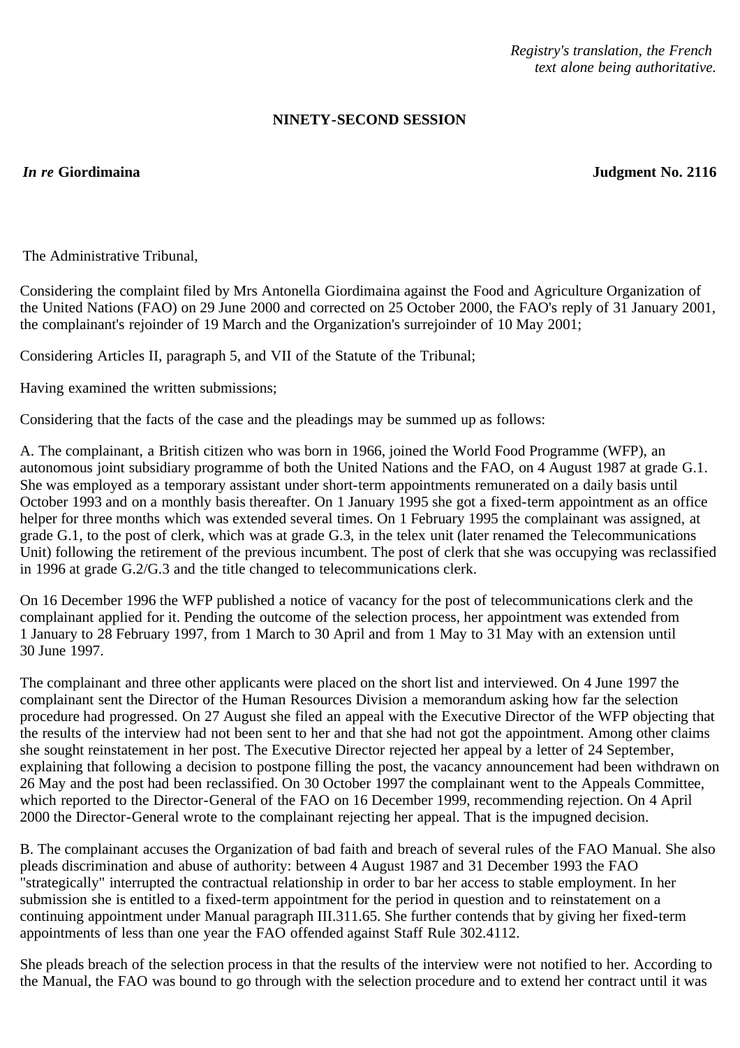*Registry's translation, the French text alone being authoritative.*

**NINETY-SECOND SESSION**

***In re*** **Giordimaina** **Judgment No. 2116**

The Administrative Tribunal,

Considering the complaint filed by Mrs Antonella Giordimaina against the Food and Agriculture Organization of the United Nations (FAO) on 29 June 2000 and corrected on 25 October 2000, the FAO's reply of 31 January 2001, the complainant's rejoinder of 19 March and the Organization's surrejoinder of 10 May 2001;

Considering Articles II, paragraph 5, and VII of the Statute of the Tribunal;

Having examined the written submissions;

Considering that the facts of the case and the pleadings may be summed up as follows:

A. The complainant, a British citizen who was born in 1966, joined the World Food Programme (WFP), an autonomous joint subsidiary programme of both the United Nations and the FAO, on 4 August 1987 at grade G.1. She was employed as a temporary assistant under short-term appointments remunerated on a daily basis until October 1993 and on a monthly basis thereafter. On 1 January 1995 she got a fixed-term appointment as an office helper for three months which was extended several times. On 1 February 1995 the complainant was assigned, at grade G.1, to the post of clerk, which was at grade G.3, in the telex unit (later renamed the Telecommunications Unit) following the retirement of the previous incumbent. The post of clerk that she was occupying was reclassified in 1996 at grade G.2/G.3 and the title changed to telecommunications clerk.

On 16 December 1996 the WFP published a notice of vacancy for the post of telecommunications clerk and the complainant applied for it. Pending the outcome of the selection process, her appointment was extended from 1 January to 28 February 1997, from 1 March to 30 April and from 1 May to 31 May with an extension until 30 June 1997.

The complainant and three other applicants were placed on the short list and interviewed. On 4 June 1997 the complainant sent the Director of the Human Resources Division a memorandum asking how far the selection procedure had progressed. On 27 August she filed an appeal with the Executive Director of the WFP objecting that the results of the interview had not been sent to her and that she had not got the appointment. Among other claims she sought reinstatement in her post. The Executive Director rejected her appeal by a letter of 24 September, explaining that following a decision to postpone filling the post, the vacancy announcement had been withdrawn on 26 May and the post had been reclassified. On 30 October 1997 the complainant went to the Appeals Committee, which reported to the Director-General of the FAO on 16 December 1999, recommending rejection. On 4 April 2000 the Director-General wrote to the complainant rejecting her appeal. That is the impugned decision.

B. The complainant accuses the Organization of bad faith and breach of several rules of the FAO Manual. She also pleads discrimination and abuse of authority: between 4 August 1987 and 31 December 1993 the FAO "strategically" interrupted the contractual relationship in order to bar her access to stable employment. In her submission she is entitled to a fixed-term appointment for the period in question and to reinstatement on a continuing appointment under Manual paragraph III.311.65. She further contends that by giving her fixed-term appointments of less than one year the FAO offended against Staff Rule 302.4112.

She pleads breach of the selection process in that the results of the interview were not notified to her. According to the Manual, the FAO was bound to go through with the selection procedure and to extend her contract until it was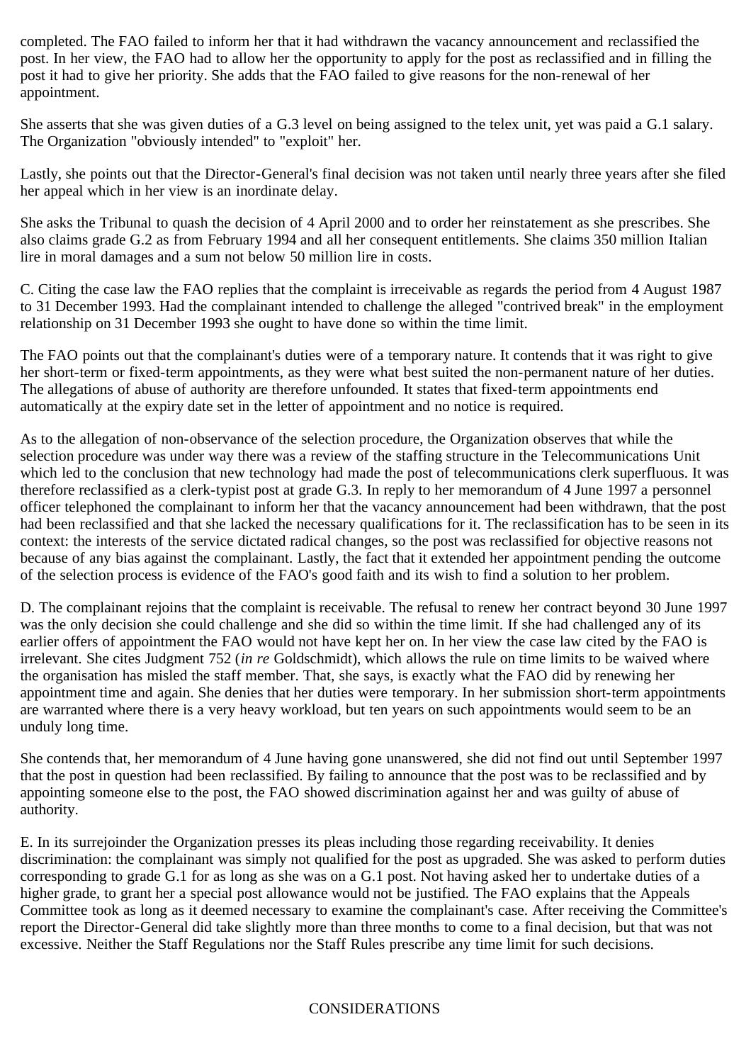completed. The FAO failed to inform her that it had withdrawn the vacancy announcement and reclassified the post. In her view, the FAO had to allow her the opportunity to apply for the post as reclassified and in filling the post it had to give her priority. She adds that the FAO failed to give reasons for the non-renewal of her appointment.

She asserts that she was given duties of a G.3 level on being assigned to the telex unit, yet was paid a G.1 salary. The Organization "obviously intended" to "exploit" her.

Lastly, she points out that the Director-General's final decision was not taken until nearly three years after she filed her appeal which in her view is an inordinate delay.

She asks the Tribunal to quash the decision of 4 April 2000 and to order her reinstatement as she prescribes. She also claims grade G.2 as from February 1994 and all her consequent entitlements. She claims 350 million Italian lire in moral damages and a sum not below 50 million lire in costs.

C. Citing the case law the FAO replies that the complaint is irreceivable as regards the period from 4 August 1987 to 31 December 1993. Had the complainant intended to challenge the alleged "contrived break" in the employment relationship on 31 December 1993 she ought to have done so within the time limit.

The FAO points out that the complainant's duties were of a temporary nature. It contends that it was right to give her short-term or fixed-term appointments, as they were what best suited the non-permanent nature of her duties. The allegations of abuse of authority are therefore unfounded. It states that fixed-term appointments end automatically at the expiry date set in the letter of appointment and no notice is required.

As to the allegation of non-observance of the selection procedure, the Organization observes that while the selection procedure was under way there was a review of the staffing structure in the Telecommunications Unit which led to the conclusion that new technology had made the post of telecommunications clerk superfluous. It was therefore reclassified as a clerk-typist post at grade G.3. In reply to her memorandum of 4 June 1997 a personnel officer telephoned the complainant to inform her that the vacancy announcement had been withdrawn, that the post had been reclassified and that she lacked the necessary qualifications for it. The reclassification has to be seen in its context: the interests of the service dictated radical changes, so the post was reclassified for objective reasons not because of any bias against the complainant. Lastly, the fact that it extended her appointment pending the outcome of the selection process is evidence of the FAO's good faith and its wish to find a solution to her problem.

D. The complainant rejoins that the complaint is receivable. The refusal to renew her contract beyond 30 June 1997 was the only decision she could challenge and she did so within the time limit. If she had challenged any of its earlier offers of appointment the FAO would not have kept her on. In her view the case law cited by the FAO is irrelevant. She cites Judgment 752 (*in re* Goldschmidt), which allows the rule on time limits to be waived where the organisation has misled the staff member. That, she says, is exactly what the FAO did by renewing her appointment time and again. She denies that her duties were temporary. In her submission short-term appointments are warranted where there is a very heavy workload, but ten years on such appointments would seem to be an unduly long time.

She contends that, her memorandum of 4 June having gone unanswered, she did not find out until September 1997 that the post in question had been reclassified. By failing to announce that the post was to be reclassified and by appointing someone else to the post, the FAO showed discrimination against her and was guilty of abuse of authority.

E. In its surrejoinder the Organization presses its pleas including those regarding receivability. It denies discrimination: the complainant was simply not qualified for the post as upgraded. She was asked to perform duties corresponding to grade G.1 for as long as she was on a G.1 post. Not having asked her to undertake duties of a higher grade, to grant her a special post allowance would not be justified. The FAO explains that the Appeals Committee took as long as it deemed necessary to examine the complainant's case. After receiving the Committee's report the Director-General did take slightly more than three months to come to a final decision, but that was not excessive. Neither the Staff Regulations nor the Staff Rules prescribe any time limit for such decisions.

CONSIDERATIONS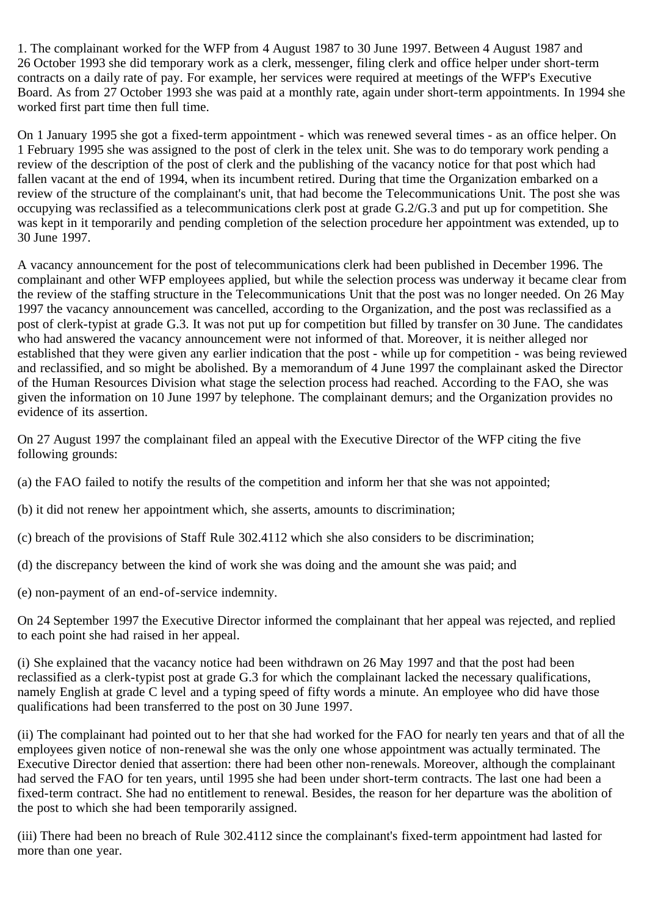1. The complainant worked for the WFP from 4 August 1987 to 30 June 1997. Between 4 August 1987 and 26 October 1993 she did temporary work as a clerk, messenger, filing clerk and office helper under short-term contracts on a daily rate of pay. For example, her services were required at meetings of the WFP's Executive Board. As from 27 October 1993 she was paid at a monthly rate, again under short-term appointments. In 1994 she worked first part time then full time.

On 1 January 1995 she got a fixed-term appointment - which was renewed several times - as an office helper. On 1 February 1995 she was assigned to the post of clerk in the telex unit. She was to do temporary work pending a review of the description of the post of clerk and the publishing of the vacancy notice for that post which had fallen vacant at the end of 1994, when its incumbent retired. During that time the Organization embarked on a review of the structure of the complainant's unit, that had become the Telecommunications Unit. The post she was occupying was reclassified as a telecommunications clerk post at grade G.2/G.3 and put up for competition. She was kept in it temporarily and pending completion of the selection procedure her appointment was extended, up to 30 June 1997.

A vacancy announcement for the post of telecommunications clerk had been published in December 1996. The complainant and other WFP employees applied, but while the selection process was underway it became clear from the review of the staffing structure in the Telecommunications Unit that the post was no longer needed. On 26 May 1997 the vacancy announcement was cancelled, according to the Organization, and the post was reclassified as a post of clerk-typist at grade G.3. It was not put up for competition but filled by transfer on 30 June. The candidates who had answered the vacancy announcement were not informed of that. Moreover, it is neither alleged nor established that they were given any earlier indication that the post - while up for competition - was being reviewed and reclassified, and so might be abolished. By a memorandum of 4 June 1997 the complainant asked the Director of the Human Resources Division what stage the selection process had reached. According to the FAO, she was given the information on 10 June 1997 by telephone. The complainant demurs; and the Organization provides no evidence of its assertion.

On 27 August 1997 the complainant filed an appeal with the Executive Director of the WFP citing the five following grounds:

(a) the FAO failed to notify the results of the competition and inform her that she was not appointed;

(b) it did not renew her appointment which, she asserts, amounts to discrimination;

(c) breach of the provisions of Staff Rule 302.4112 which she also considers to be discrimination;

(d) the discrepancy between the kind of work she was doing and the amount she was paid; and

(e) non-payment of an end-of-service indemnity.

On 24 September 1997 the Executive Director informed the complainant that her appeal was rejected, and replied to each point she had raised in her appeal.

(i) She explained that the vacancy notice had been withdrawn on 26 May 1997 and that the post had been reclassified as a clerk-typist post at grade G.3 for which the complainant lacked the necessary qualifications, namely English at grade C level and a typing speed of fifty words a minute. An employee who did have those qualifications had been transferred to the post on 30 June 1997.

(ii) The complainant had pointed out to her that she had worked for the FAO for nearly ten years and that of all the employees given notice of non-renewal she was the only one whose appointment was actually terminated. The Executive Director denied that assertion: there had been other non-renewals. Moreover, although the complainant had served the FAO for ten years, until 1995 she had been under short-term contracts. The last one had been a fixed-term contract. She had no entitlement to renewal. Besides, the reason for her departure was the abolition of the post to which she had been temporarily assigned.

(iii) There had been no breach of Rule 302.4112 since the complainant's fixed-term appointment had lasted for more than one year.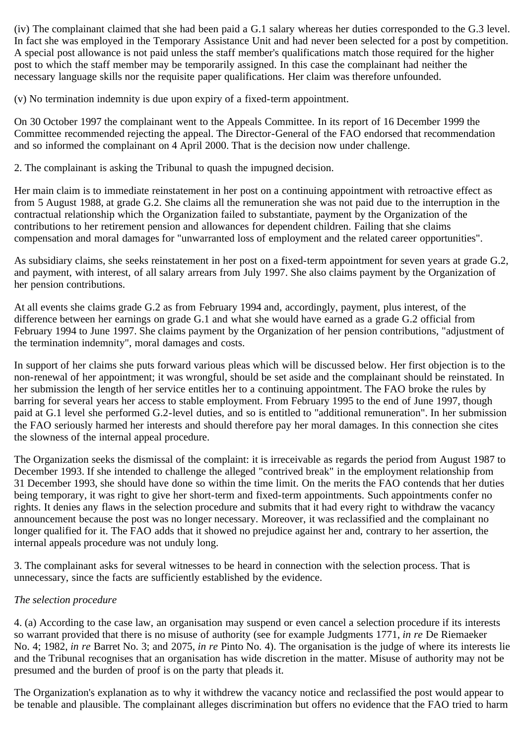(iv) The complainant claimed that she had been paid a G.1 salary whereas her duties corresponded to the G.3 level. In fact she was employed in the Temporary Assistance Unit and had never been selected for a post by competition. A special post allowance is not paid unless the staff member's qualifications match those required for the higher post to which the staff member may be temporarily assigned. In this case the complainant had neither the necessary language skills nor the requisite paper qualifications. Her claim was therefore unfounded.

(v) No termination indemnity is due upon expiry of a fixed-term appointment.

On 30 October 1997 the complainant went to the Appeals Committee. In its report of 16 December 1999 the Committee recommended rejecting the appeal. The Director-General of the FAO endorsed that recommendation and so informed the complainant on 4 April 2000. That is the decision now under challenge.

2. The complainant is asking the Tribunal to quash the impugned decision.

Her main claim is to immediate reinstatement in her post on a continuing appointment with retroactive effect as from 5 August 1988, at grade G.2. She claims all the remuneration she was not paid due to the interruption in the contractual relationship which the Organization failed to substantiate, payment by the Organization of the contributions to her retirement pension and allowances for dependent children. Failing that she claims compensation and moral damages for "unwarranted loss of employment and the related career opportunities".

As subsidiary claims, she seeks reinstatement in her post on a fixed-term appointment for seven years at grade G.2, and payment, with interest, of all salary arrears from July 1997. She also claims payment by the Organization of her pension contributions.

At all events she claims grade G.2 as from February 1994 and, accordingly, payment, plus interest, of the difference between her earnings on grade G.1 and what she would have earned as a grade G.2 official from February 1994 to June 1997. She claims payment by the Organization of her pension contributions, "adjustment of the termination indemnity", moral damages and costs.

In support of her claims she puts forward various pleas which will be discussed below. Her first objection is to the non-renewal of her appointment; it was wrongful, should be set aside and the complainant should be reinstated. In her submission the length of her service entitles her to a continuing appointment. The FAO broke the rules by barring for several years her access to stable employment. From February 1995 to the end of June 1997, though paid at G.1 level she performed G.2-level duties, and so is entitled to "additional remuneration". In her submission the FAO seriously harmed her interests and should therefore pay her moral damages. In this connection she cites the slowness of the internal appeal procedure.

The Organization seeks the dismissal of the complaint: it is irreceivable as regards the period from August 1987 to December 1993. If she intended to challenge the alleged "contrived break" in the employment relationship from 31 December 1993, she should have done so within the time limit. On the merits the FAO contends that her duties being temporary, it was right to give her short-term and fixed-term appointments. Such appointments confer no rights. It denies any flaws in the selection procedure and submits that it had every right to withdraw the vacancy announcement because the post was no longer necessary. Moreover, it was reclassified and the complainant no longer qualified for it. The FAO adds that it showed no prejudice against her and, contrary to her assertion, the internal appeals procedure was not unduly long.

3. The complainant asks for several witnesses to be heard in connection with the selection process. That is unnecessary, since the facts are sufficiently established by the evidence.

*The selection procedure*

4. (a) According to the case law, an organisation may suspend or even cancel a selection procedure if its interests so warrant provided that there is no misuse of authority (see for example Judgments 1771, *in re* De Riemaeker No. 4; 1982, *in re* Barret No. 3; and 2075, *in re* Pinto No. 4). The organisation is the judge of where its interests lie and the Tribunal recognises that an organisation has wide discretion in the matter. Misuse of authority may not be presumed and the burden of proof is on the party that pleads it.

The Organization's explanation as to why it withdrew the vacancy notice and reclassified the post would appear to be tenable and plausible. The complainant alleges discrimination but offers no evidence that the FAO tried to harm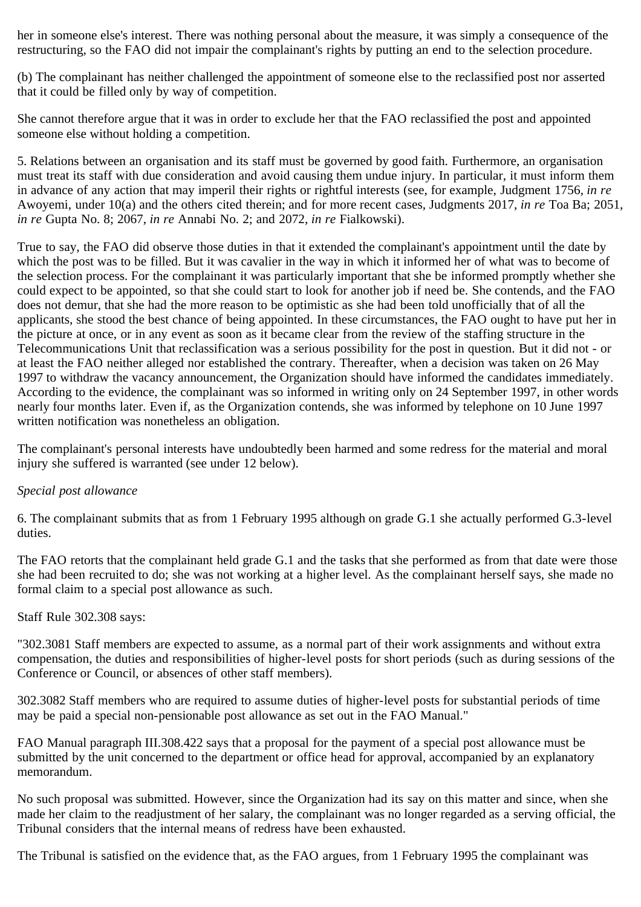her in someone else's interest. There was nothing personal about the measure, it was simply a consequence of the restructuring, so the FAO did not impair the complainant's rights by putting an end to the selection procedure.

(b) The complainant has neither challenged the appointment of someone else to the reclassified post nor asserted that it could be filled only by way of competition.

She cannot therefore argue that it was in order to exclude her that the FAO reclassified the post and appointed someone else without holding a competition.

5. Relations between an organisation and its staff must be governed by good faith. Furthermore, an organisation must treat its staff with due consideration and avoid causing them undue injury. In particular, it must inform them in advance of any action that may imperil their rights or rightful interests (see, for example, Judgment 1756, *in re* Awoyemi, under 10(a) and the others cited therein; and for more recent cases, Judgments 2017, *in re* Toa Ba; 2051, *in re* Gupta No. 8; 2067, *in re* Annabi No. 2; and 2072, *in re* Fialkowski).

True to say, the FAO did observe those duties in that it extended the complainant's appointment until the date by which the post was to be filled. But it was cavalier in the way in which it informed her of what was to become of the selection process. For the complainant it was particularly important that she be informed promptly whether she could expect to be appointed, so that she could start to look for another job if need be. She contends, and the FAO does not demur, that she had the more reason to be optimistic as she had been told unofficially that of all the applicants, she stood the best chance of being appointed. In these circumstances, the FAO ought to have put her in the picture at once, or in any event as soon as it became clear from the review of the staffing structure in the Telecommunications Unit that reclassification was a serious possibility for the post in question. But it did not - or at least the FAO neither alleged nor established the contrary. Thereafter, when a decision was taken on 26 May 1997 to withdraw the vacancy announcement, the Organization should have informed the candidates immediately. According to the evidence, the complainant was so informed in writing only on 24 September 1997, in other words nearly four months later. Even if, as the Organization contends, she was informed by telephone on 10 June 1997 written notification was nonetheless an obligation.

The complainant's personal interests have undoubtedly been harmed and some redress for the material and moral injury she suffered is warranted (see under 12 below).

*Special post allowance*

6. The complainant submits that as from 1 February 1995 although on grade G.1 she actually performed G.3-level duties.

The FAO retorts that the complainant held grade G.1 and the tasks that she performed as from that date were those she had been recruited to do; she was not working at a higher level. As the complainant herself says, she made no formal claim to a special post allowance as such.

Staff Rule 302.308 says:

"302.3081 Staff members are expected to assume, as a normal part of their work assignments and without extra compensation, the duties and responsibilities of higher-level posts for short periods (such as during sessions of the Conference or Council, or absences of other staff members).

302.3082 Staff members who are required to assume duties of higher-level posts for substantial periods of time may be paid a special non-pensionable post allowance as set out in the FAO Manual."

FAO Manual paragraph III.308.422 says that a proposal for the payment of a special post allowance must be submitted by the unit concerned to the department or office head for approval, accompanied by an explanatory memorandum.

No such proposal was submitted. However, since the Organization had its say on this matter and since, when she made her claim to the readjustment of her salary, the complainant was no longer regarded as a serving official, the Tribunal considers that the internal means of redress have been exhausted.

The Tribunal is satisfied on the evidence that, as the FAO argues, from 1 February 1995 the complainant was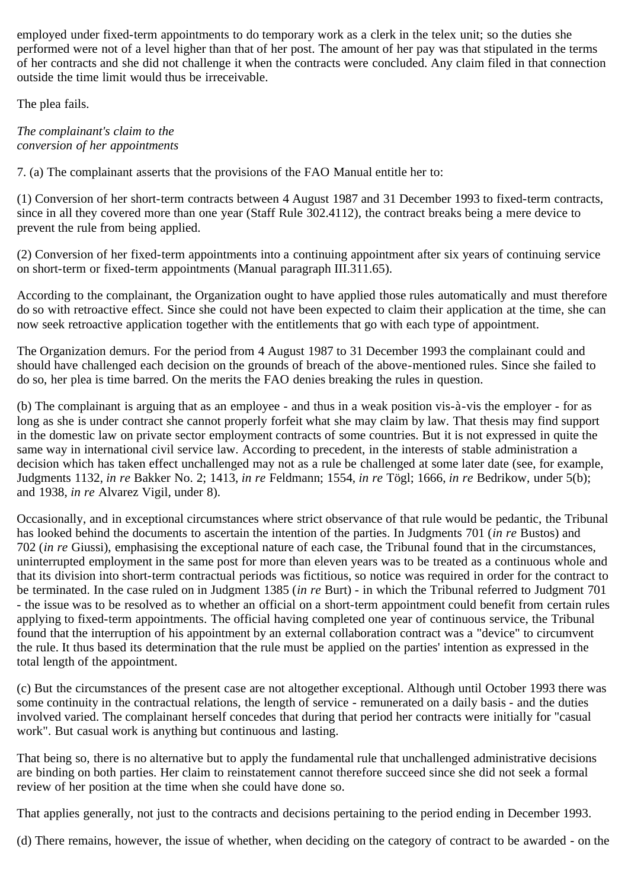employed under fixed-term appointments to do temporary work as a clerk in the telex unit; so the duties she performed were not of a level higher than that of her post. The amount of her pay was that stipulated in the terms of her contracts and she did not challenge it when the contracts were concluded. Any claim filed in that connection outside the time limit would thus be irreceivable.

The plea fails.

*The complainant's claim to the conversion of her appointments*

7. (a) The complainant asserts that the provisions of the FAO Manual entitle her to:

(1) Conversion of her short-term contracts between 4 August 1987 and 31 December 1993 to fixed-term contracts, since in all they covered more than one year (Staff Rule 302.4112), the contract breaks being a mere device to prevent the rule from being applied.

(2) Conversion of her fixed-term appointments into a continuing appointment after six years of continuing service on short-term or fixed-term appointments (Manual paragraph III.311.65).

According to the complainant, the Organization ought to have applied those rules automatically and must therefore do so with retroactive effect. Since she could not have been expected to claim their application at the time, she can now seek retroactive application together with the entitlements that go with each type of appointment.

The Organization demurs. For the period from 4 August 1987 to 31 December 1993 the complainant could and should have challenged each decision on the grounds of breach of the above-mentioned rules. Since she failed to do so, her plea is time barred. On the merits the FAO denies breaking the rules in question.

(b) The complainant is arguing that as an employee - and thus in a weak position vis-à-vis the employer - for as long as she is under contract she cannot properly forfeit what she may claim by law. That thesis may find support in the domestic law on private sector employment contracts of some countries. But it is not expressed in quite the same way in international civil service law. According to precedent, in the interests of stable administration a decision which has taken effect unchallenged may not as a rule be challenged at some later date (see, for example, Judgments 1132, *in re* Bakker No. 2; 1413, *in re* Feldmann; 1554, *in re* Tögl; 1666, *in re* Bedrikow, under 5(b); and 1938, *in re* Alvarez Vigil, under 8).

Occasionally, and in exceptional circumstances where strict observance of that rule would be pedantic, the Tribunal has looked behind the documents to ascertain the intention of the parties. In Judgments 701 (*in re* Bustos) and 702 (*in re* Giussi), emphasising the exceptional nature of each case, the Tribunal found that in the circumstances, uninterrupted employment in the same post for more than eleven years was to be treated as a continuous whole and that its division into short-term contractual periods was fictitious, so notice was required in order for the contract to be terminated. In the case ruled on in Judgment 1385 (*in re* Burt) - in which the Tribunal referred to Judgment 701 - the issue was to be resolved as to whether an official on a short-term appointment could benefit from certain rules applying to fixed-term appointments. The official having completed one year of continuous service, the Tribunal found that the interruption of his appointment by an external collaboration contract was a "device" to circumvent the rule. It thus based its determination that the rule must be applied on the parties' intention as expressed in the total length of the appointment.

(c) But the circumstances of the present case are not altogether exceptional. Although until October 1993 there was some continuity in the contractual relations, the length of service - remunerated on a daily basis - and the duties involved varied. The complainant herself concedes that during that period her contracts were initially for "casual work". But casual work is anything but continuous and lasting.

That being so, there is no alternative but to apply the fundamental rule that unchallenged administrative decisions are binding on both parties. Her claim to reinstatement cannot therefore succeed since she did not seek a formal review of her position at the time when she could have done so.

That applies generally, not just to the contracts and decisions pertaining to the period ending in December 1993.

(d) There remains, however, the issue of whether, when deciding on the category of contract to be awarded - on the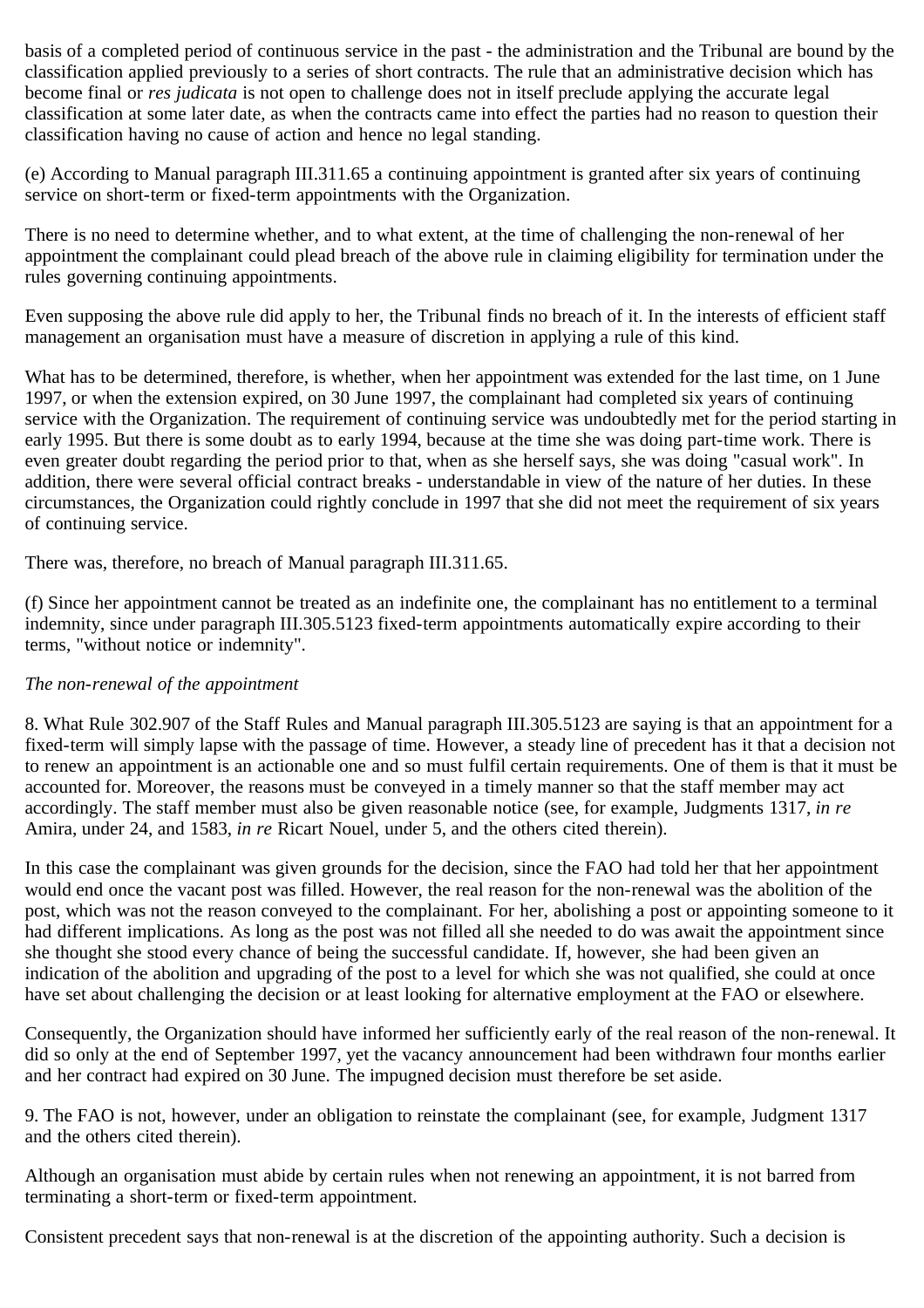basis of a completed period of continuous service in the past - the administration and the Tribunal are bound by the classification applied previously to a series of short contracts. The rule that an administrative decision which has become final or *res judicata* is not open to challenge does not in itself preclude applying the accurate legal classification at some later date, as when the contracts came into effect the parties had no reason to question their classification having no cause of action and hence no legal standing.

(e) According to Manual paragraph III.311.65 a continuing appointment is granted after six years of continuing service on short-term or fixed-term appointments with the Organization.

There is no need to determine whether, and to what extent, at the time of challenging the non-renewal of her appointment the complainant could plead breach of the above rule in claiming eligibility for termination under the rules governing continuing appointments.

Even supposing the above rule did apply to her, the Tribunal finds no breach of it. In the interests of efficient staff management an organisation must have a measure of discretion in applying a rule of this kind.

What has to be determined, therefore, is whether, when her appointment was extended for the last time, on 1 June 1997, or when the extension expired, on 30 June 1997, the complainant had completed six years of continuing service with the Organization. The requirement of continuing service was undoubtedly met for the period starting in early 1995. But there is some doubt as to early 1994, because at the time she was doing part-time work. There is even greater doubt regarding the period prior to that, when as she herself says, she was doing "casual work". In addition, there were several official contract breaks - understandable in view of the nature of her duties. In these circumstances, the Organization could rightly conclude in 1997 that she did not meet the requirement of six years of continuing service.

There was, therefore, no breach of Manual paragraph III.311.65.

(f) Since her appointment cannot be treated as an indefinite one, the complainant has no entitlement to a terminal indemnity, since under paragraph III.305.5123 fixed-term appointments automatically expire according to their terms, "without notice or indemnity".

*The non-renewal of the appointment*

8. What Rule 302.907 of the Staff Rules and Manual paragraph III.305.5123 are saying is that an appointment for a fixed-term will simply lapse with the passage of time. However, a steady line of precedent has it that a decision not to renew an appointment is an actionable one and so must fulfil certain requirements. One of them is that it must be accounted for. Moreover, the reasons must be conveyed in a timely manner so that the staff member may act accordingly. The staff member must also be given reasonable notice (see, for example, Judgments 1317, *in re* Amira, under 24, and 1583, *in re* Ricart Nouel, under 5, and the others cited therein).

In this case the complainant was given grounds for the decision, since the FAO had told her that her appointment would end once the vacant post was filled. However, the real reason for the non-renewal was the abolition of the post, which was not the reason conveyed to the complainant. For her, abolishing a post or appointing someone to it had different implications. As long as the post was not filled all she needed to do was await the appointment since she thought she stood every chance of being the successful candidate. If, however, she had been given an indication of the abolition and upgrading of the post to a level for which she was not qualified, she could at once have set about challenging the decision or at least looking for alternative employment at the FAO or elsewhere.

Consequently, the Organization should have informed her sufficiently early of the real reason of the non-renewal. It did so only at the end of September 1997, yet the vacancy announcement had been withdrawn four months earlier and her contract had expired on 30 June. The impugned decision must therefore be set aside.

9. The FAO is not, however, under an obligation to reinstate the complainant (see, for example, Judgment 1317 and the others cited therein).

Although an organisation must abide by certain rules when not renewing an appointment, it is not barred from terminating a short-term or fixed-term appointment.

Consistent precedent says that non-renewal is at the discretion of the appointing authority. Such a decision is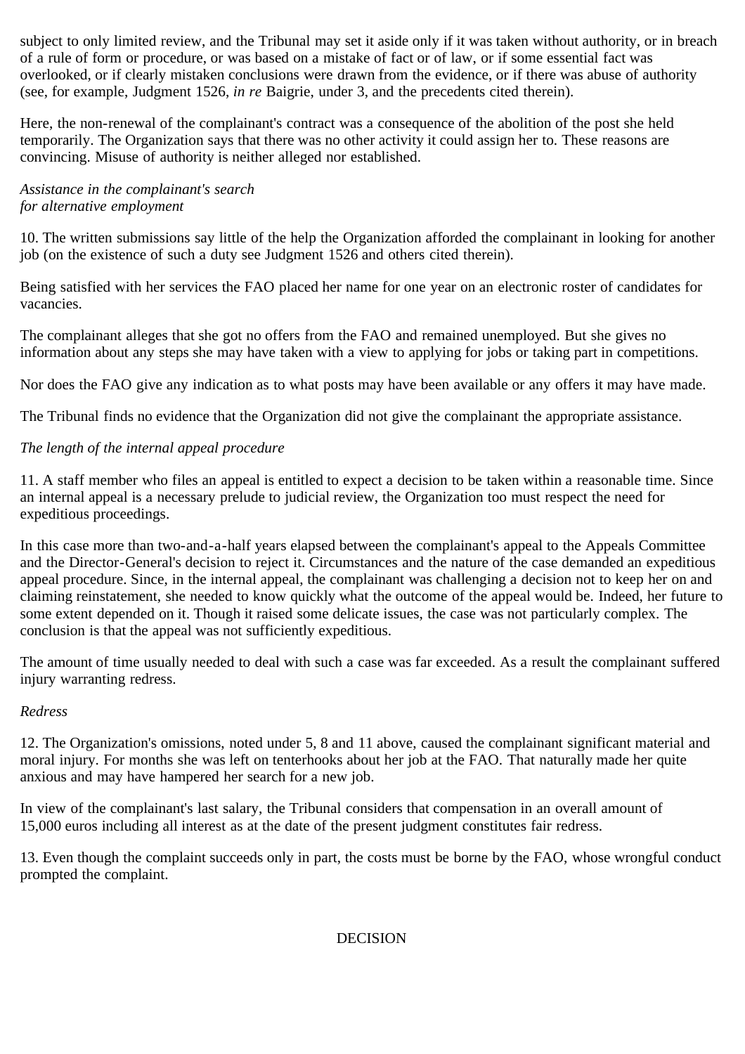subject to only limited review, and the Tribunal may set it aside only if it was taken without authority, or in breach of a rule of form or procedure, or was based on a mistake of fact or of law, or if some essential fact was overlooked, or if clearly mistaken conclusions were drawn from the evidence, or if there was abuse of authority (see, for example, Judgment 1526, *in re* Baigrie, under 3, and the precedents cited therein).

Here, the non-renewal of the complainant's contract was a consequence of the abolition of the post she held temporarily. The Organization says that there was no other activity it could assign her to. These reasons are convincing. Misuse of authority is neither alleged nor established.

*Assistance in the complainant's search for alternative employment*

10. The written submissions say little of the help the Organization afforded the complainant in looking for another job (on the existence of such a duty see Judgment 1526 and others cited therein).

Being satisfied with her services the FAO placed her name for one year on an electronic roster of candidates for vacancies.

The complainant alleges that she got no offers from the FAO and remained unemployed. But she gives no information about any steps she may have taken with a view to applying for jobs or taking part in competitions.

Nor does the FAO give any indication as to what posts may have been available or any offers it may have made.

The Tribunal finds no evidence that the Organization did not give the complainant the appropriate assistance.

*The length of the internal appeal procedure*

11. A staff member who files an appeal is entitled to expect a decision to be taken within a reasonable time. Since an internal appeal is a necessary prelude to judicial review, the Organization too must respect the need for expeditious proceedings.

In this case more than two-and-a-half years elapsed between the complainant's appeal to the Appeals Committee and the Director-General's decision to reject it. Circumstances and the nature of the case demanded an expeditious appeal procedure. Since, in the internal appeal, the complainant was challenging a decision not to keep her on and claiming reinstatement, she needed to know quickly what the outcome of the appeal would be. Indeed, her future to some extent depended on it. Though it raised some delicate issues, the case was not particularly complex. The conclusion is that the appeal was not sufficiently expeditious.

The amount of time usually needed to deal with such a case was far exceeded. As a result the complainant suffered injury warranting redress.

*Redress*

12. The Organization's omissions, noted under 5, 8 and 11 above, caused the complainant significant material and moral injury. For months she was left on tenterhooks about her job at the FAO. That naturally made her quite anxious and may have hampered her search for a new job.

In view of the complainant's last salary, the Tribunal considers that compensation in an overall amount of 15,000 euros including all interest as at the date of the present judgment constitutes fair redress.

13. Even though the complaint succeeds only in part, the costs must be borne by the FAO, whose wrongful conduct prompted the complaint.

DECISION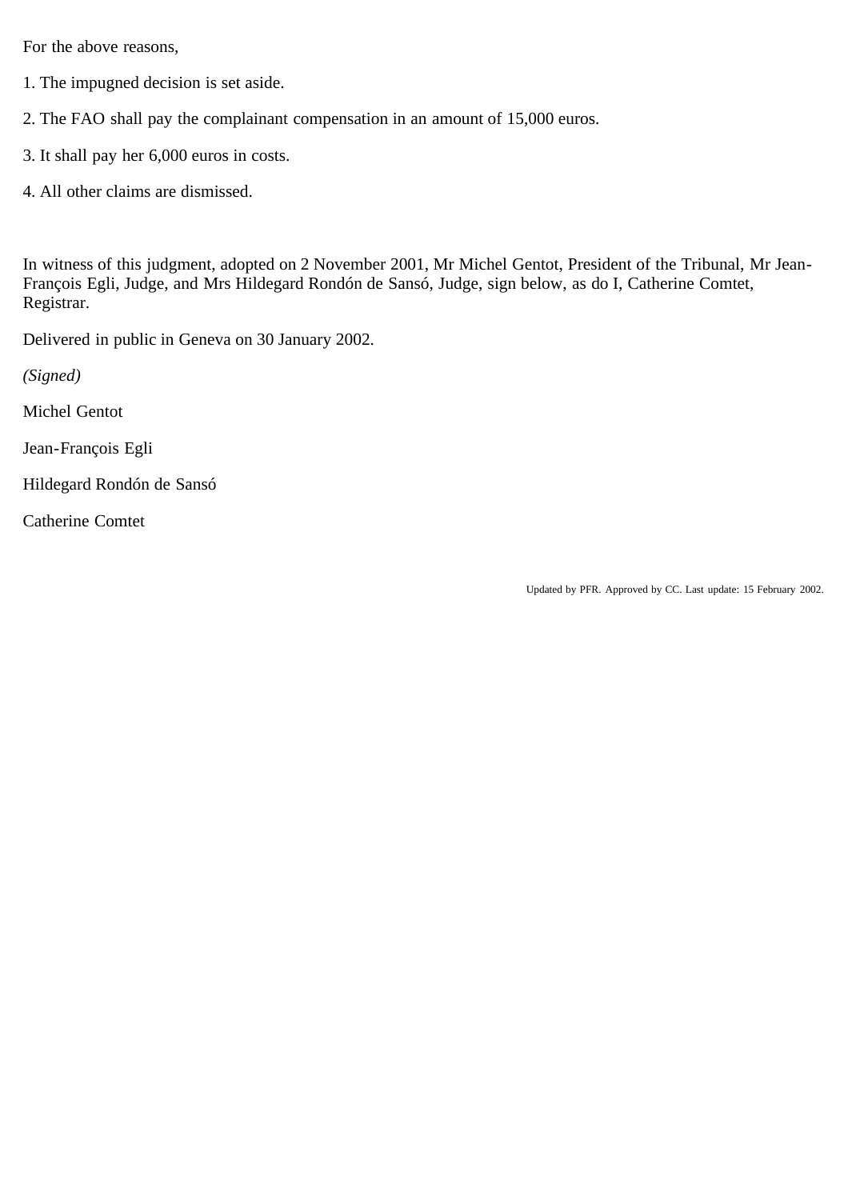For the above reasons,

1. The impugned decision is set aside.

2. The FAO shall pay the complainant compensation in an amount of 15,000 euros.

3. It shall pay her 6,000 euros in costs.

4. All other claims are dismissed.

In witness of this judgment, adopted on 2 November 2001, Mr Michel Gentot, President of the Tribunal, Mr Jean-François Egli, Judge, and Mrs Hildegard Rondón de Sansó, Judge, sign below, as do I, Catherine Comtet, Registrar.

Delivered in public in Geneva on 30 January 2002.

*(Signed)*

Michel Gentot

Jean-François Egli

Hildegard Rondón de Sansó

Catherine Comtet

Updated by PFR. Approved by CC. Last update: 15 February 2002.